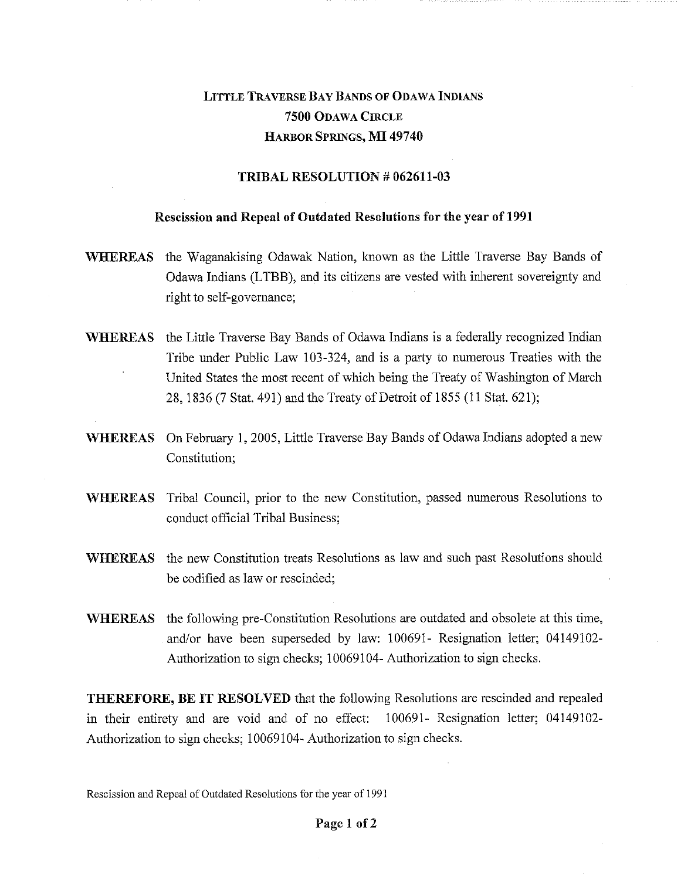# LITTLE TRAVERSE BAY BANDS OF ODAWA INDIANS
## 7500 ODAWA CIRCLE
## HARBOR SPRINGS, MI 49740

## TRIBAL RESOLUTION # 062611-03

### Rescission and Repeal of Outdated Resolutions for the year of 1991

**WHEREAS** the Waganakising Odawak Nation, known as the Little Traverse Bay Bands of Odawa Indians (LTBB), and its citizens are vested with inherent sovereignty and right to self-governance;

**WHEREAS** the Little Traverse Bay Bands of Odawa Indians is a federally recognized Indian Tribe under Public Law 103-324, and is a party to numerous Treaties with the United States the most recent of which being the Treaty of Washington of March 28, 1836 (7 Stat. 491) and the Treaty of Detroit of 1855 (11 Stat. 621);

**WHEREAS** On February 1, 2005, Little Traverse Bay Bands of Odawa Indians adopted a new Constitution;

**WHEREAS** Tribal Council, prior to the new Constitution, passed numerous Resolutions to conduct official Tribal Business;

**WHEREAS** the new Constitution treats Resolutions as law and such past Resolutions should be codified as law or rescinded;

**WHEREAS** the following pre-Constitution Resolutions are outdated and obsolete at this time, and/or have been superseded by law: 100691- Resignation letter; 04149102- Authorization to sign checks; 10069104- Authorization to sign checks.

**THEREFORE, BE IT RESOLVED** that the following Resolutions are rescinded and repealed in their entirety and are void and of no effect: 100691- Resignation letter; 04149102- Authorization to sign checks; 10069104- Authorization to sign checks.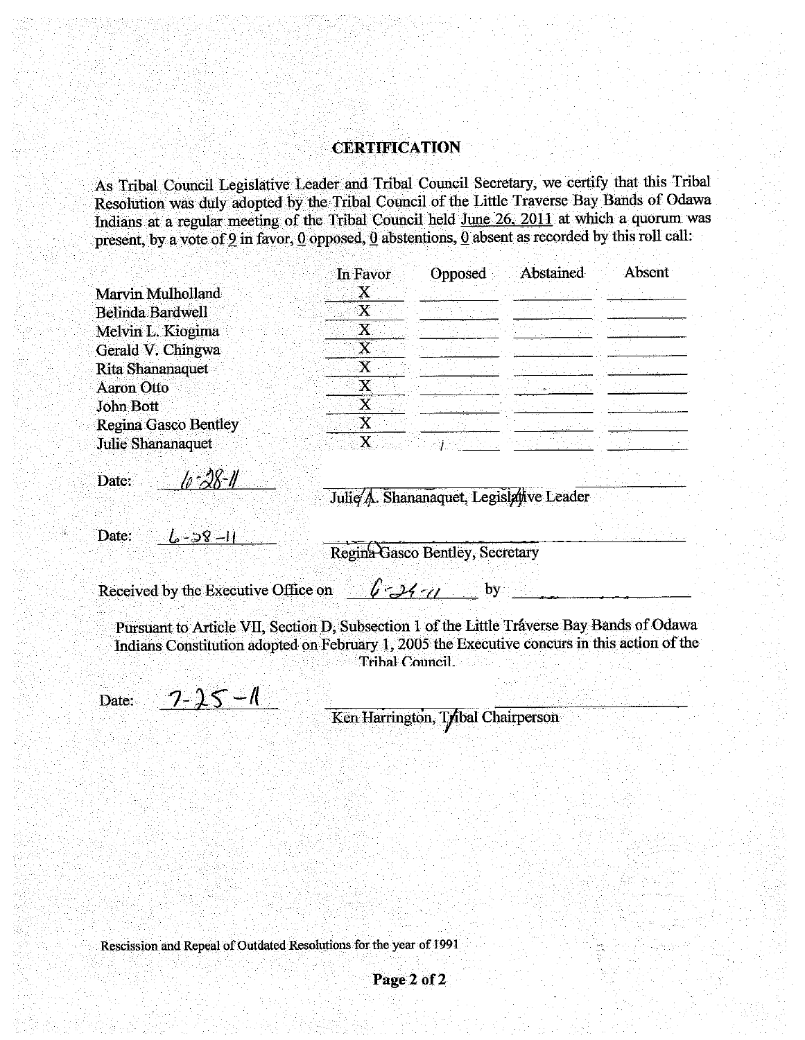## CERTIFICATION

As Tribal Council Legislative Leader and Tribal Council Secretary, we certify that this Tribal Resolution was duly adopted by the Tribal Council of the Little Traverse Bay Bands of Odawa Indians at a regular meeting of the Tribal Council held June 26, 2011 at which a quorum was present, by a vote of 9 in favor, 0 opposed, 0 abstentions, 0 absent as recorded by this roll call:

| | In Favor | Opposed | Abstained | Absent |
|---|---|---|---|---|
| Marvin Mulholland | X | | | |
| Belinda Bardwell | X | | | |
| Melvin L. Kiogima | X | | | |
| Gerald V. Chingwa | X | | | |
| Rita Shananaquet | X | | | |
| Aaron Otto | X | | | |
| John Bott | X | | | |
| Regina Gasco Bentley | X | | | |
| Julie Shananaquet | X | | | |

Date: 6-28-11 ______________________________
Julie A. Shananaquet, Legislative Leader

Date: 6-28-11 ______________________________
Regina Gasco Bentley, Secretary

Received by the Executive Office on 6-28-11 by ______________

Pursuant to Article VII, Section D, Subsection 1 of the Little Tráverse Bay Bands of Odawa Indians Constitution adopted on February 1, 2005 the Executive concurs in this action of the Tribal Council.

Date: 7-25-11 ______________________________
Ken Harrington, Tribal Chairperson

Rescission and Repeal of Outdated Resolutions for the year of 1991